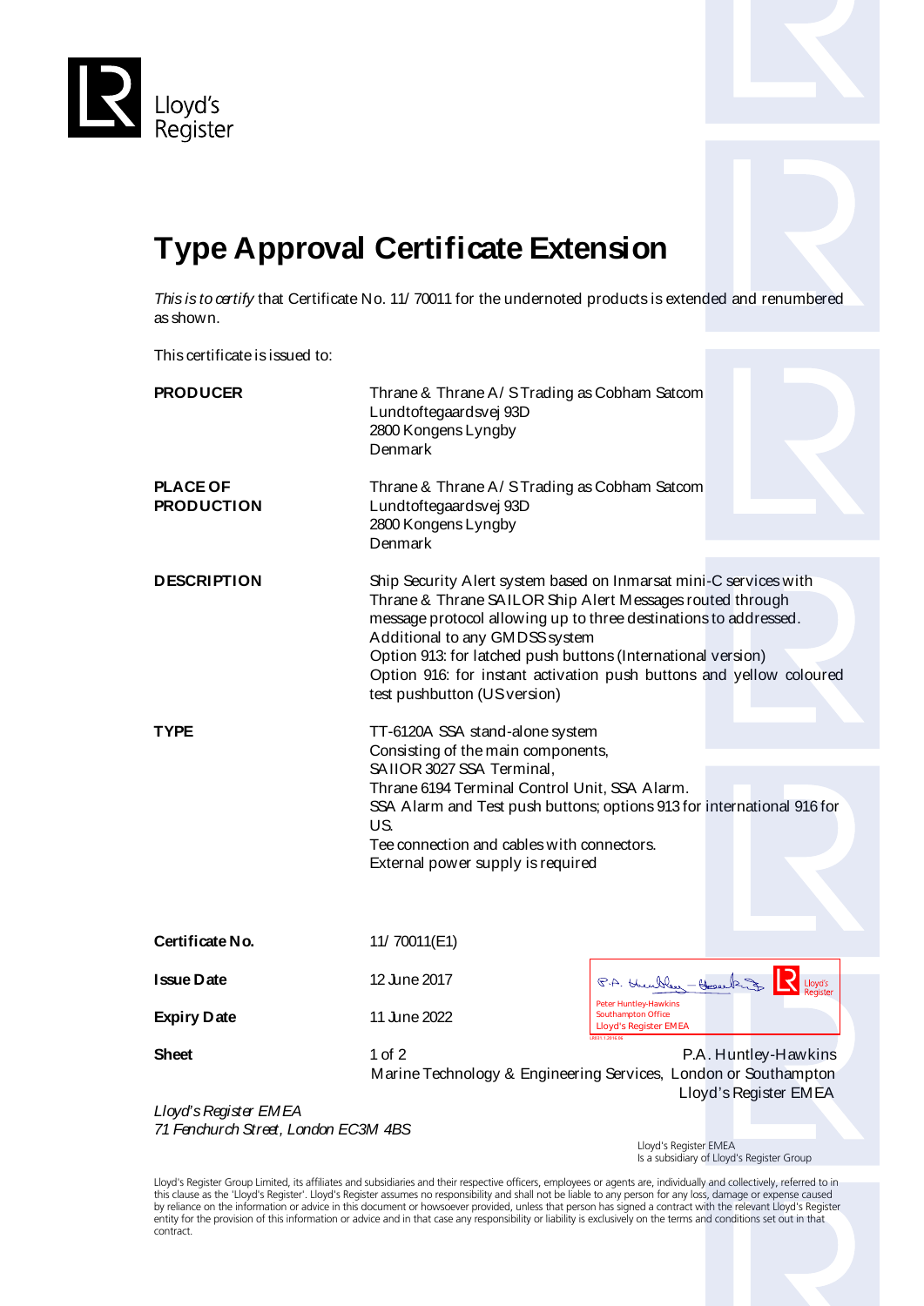Lloyd's Register

# Type Approval Certificate Extension

*This is to certify* that Certificate No. 11/ 70011 for the undernoted products is extended and renumbered as shown.

This certificate is issued to:

**PRODUCER**

Thrane & Thrane A/ S Trading as Cobham Satcom
Lundtoftegaardsvej 93D
2800 Kongens Lyngby
Denmark

**PLACE OF PRODUCTION**

Thrane & Thrane A/ S Trading as Cobham Satcom
Lundtoftegaardsvej 93D
2800 Kongens Lyngby
Denmark

**DESCRIPTION**

Ship Security Alert system based on Inmarsat mini-C services with Thrane & Thrane SAILOR Ship Alert Messages routed through message protocol allowing up to three destinations to addressed.
Additional to any GMDSS system
Option 913: for latched push buttons (International version)
Option 916: for instant activation push buttons and yellow coloured test pushbutton (US version)

**TYPE**

TT-6120A SSA stand-alone system
Consisting of the main components,
SAIIOR 3027 SSA Terminal,
Thrane 6194 Terminal Control Unit, SSA Alarm.
SSA Alarm and Test push buttons; options 913 for international 916 for US.
Tee connection and cables with connectors.
External power supply is required

**Certificate No.** 11/ 70011(E1)

**Issue Date** 12 June 2017

**Expiry Date** 11 June 2022

**Sheet** 1 of 2

Peter Huntley-Hawkins
Southampton Office
Lloyd's Register EMEA

P.A. Huntley-Hawkins
Marine Technology & Engineering Services, London or Southampton
Lloyd's Register EMEA

*Lloyd's Register EMEA*
*71 Fenchurch Street, London EC3M 4BS*

Lloyd's Register EMEA
Is a subsidiary of Lloyd's Register Group

Lloyd's Register Group Limited, its affiliates and subsidiaries and their respective officers, employees or agents are, individually and collectively, referred to in this clause as the 'Lloyd's Register'. Lloyd's Register assumes no responsibility and shall not be liable to any person for any loss, damage or expense caused by reliance on the information or advice in this document or howsoever provided, unless that person has signed a contract with the relevant Lloyd's Register entity for the provision of this information or advice and in that case any responsibility or liability is exclusively on the terms and conditions set out in that contract.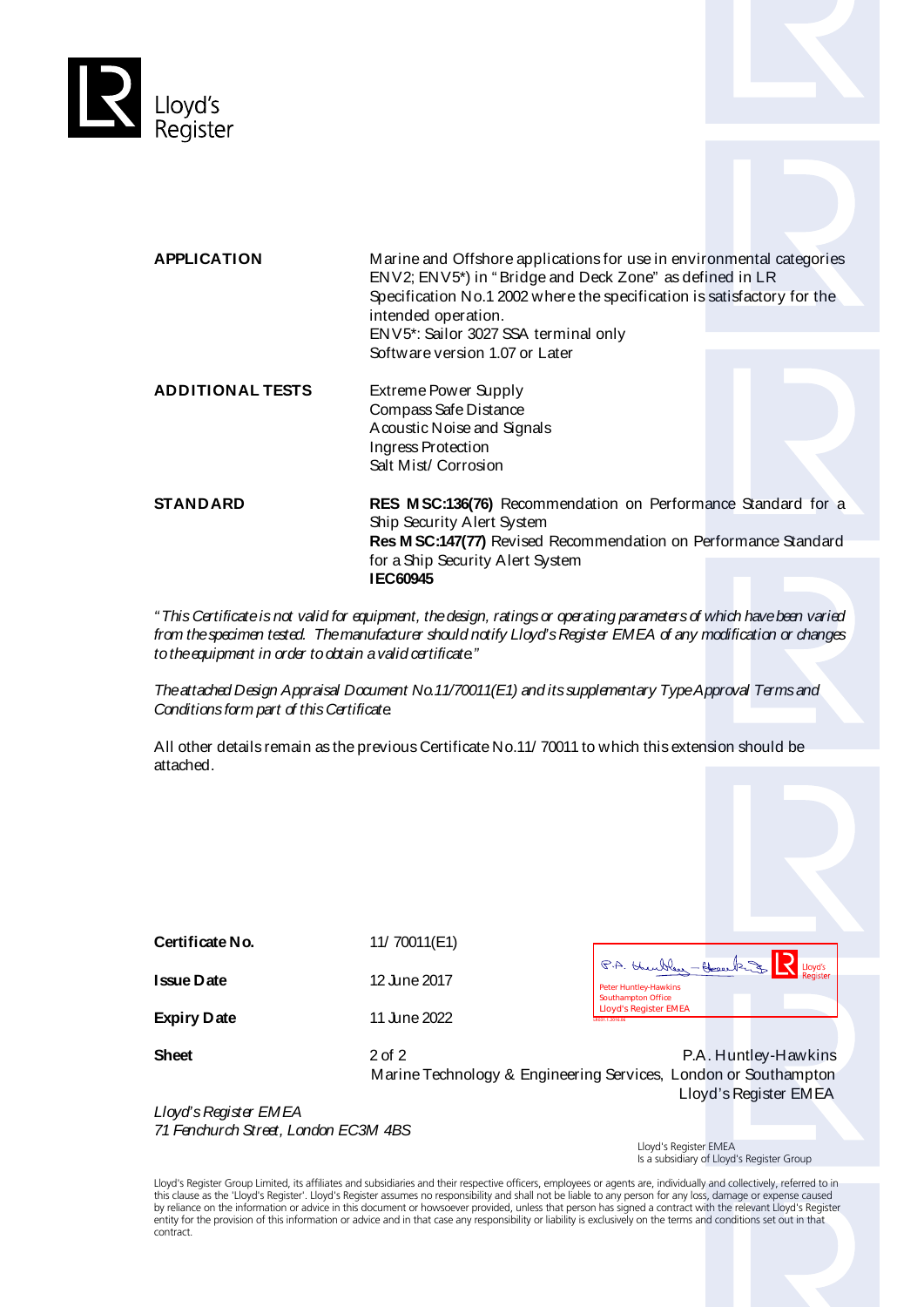Lloyd's Register

| | |
|---|---|
| **APPLICATION** | Marine and Offshore applications for use in environmental categories ENV2; ENV5*) in "Bridge and Deck Zone" as defined in LR Specification No.1 2002 where the specification is satisfactory for the intended operation.<br>ENV5*: Sailor 3027 SSA terminal only<br>Software version 1.07 or Later |
| **ADDITIONAL TESTS** | Extreme Power Supply<br>Compass Safe Distance<br>Acoustic Noise and Signals<br>Ingress Protection<br>Salt Mist/ Corrosion |
| **STANDARD** | **RES MSC:136(76)** Recommendation on Performance Standard for a Ship Security Alert System<br>**Res MSC:147(77)** Revised Recommendation on Performance Standard for a Ship Security Alert System<br>**IEC60945** |

*"This Certificate is not valid for equipment, the design, ratings or operating parameters of which have been varied from the specimen tested. The manufacturer should notify Lloyd's Register EMEA of any modification or changes to the equipment in order to obtain a valid certificate."*

*The attached Design Appraisal Document No.11/70011(E1) and its supplementary Type Approval Terms and Conditions form part of this Certificate.*

All other details remain as the previous Certificate No.11/ 70011 to which this extension should be attached.

| | |
|---|---|
| **Certificate No.** | 11/ 70011(E1) |
| **Issue Date** | 12 June 2017 |
| **Expiry Date** | 11 June 2022 |
| **Sheet** | 2 of 2 |

P.A. Huntley-Hawkins
Peter Huntley-Hawkins
Southampton Office
Lloyd's Register EMEA

P.A. Huntley-Hawkins
Marine Technology & Engineering Services, London or Southampton
Lloyd's Register EMEA

*Lloyd's Register EMEA*
*71 Fenchurch Street, London EC3M 4BS*

Lloyd's Register EMEA
Is a subsidiary of Lloyd's Register Group

Lloyd's Register Group Limited, its affiliates and subsidiaries and their respective officers, employees or agents are, individually and collectively, referred to in this clause as the 'Lloyd's Register'. Lloyd's Register assumes no responsibility and shall not be liable to any person for any loss, damage or expense caused by reliance on the information or advice in this document or howsoever provided, unless that person has signed a contract with the relevant Lloyd's Register entity for the provision of this information or advice and in that case any responsibility or liability is exclusively on the terms and conditions set out in that contract.